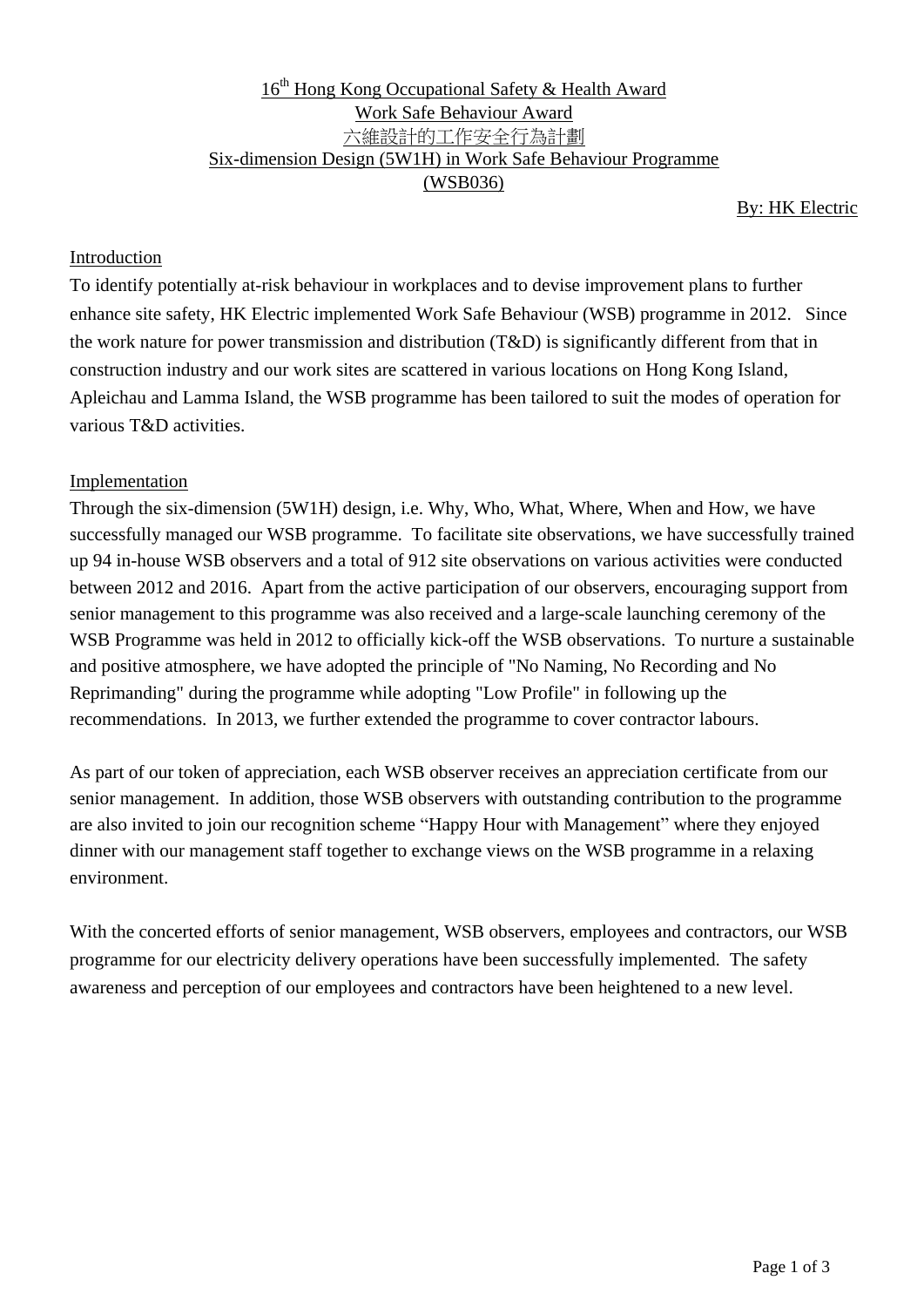# 16th Hong Kong Occupational Safety & Health Award
## Work Safe Behaviour Award
## 六維設計的工作安全行為計劃
## Six-dimension Design (5W1H) in Work Safe Behaviour Programme
## (WSB036)

By: HK Electric

### Introduction

To identify potentially at-risk behaviour in workplaces and to devise improvement plans to further enhance site safety, HK Electric implemented Work Safe Behaviour (WSB) programme in 2012. Since the work nature for power transmission and distribution (T&D) is significantly different from that in construction industry and our work sites are scattered in various locations on Hong Kong Island, Apleichau and Lamma Island, the WSB programme has been tailored to suit the modes of operation for various T&D activities.

### Implementation

Through the six-dimension (5W1H) design, i.e. Why, Who, What, Where, When and How, we have successfully managed our WSB programme. To facilitate site observations, we have successfully trained up 94 in-house WSB observers and a total of 912 site observations on various activities were conducted between 2012 and 2016. Apart from the active participation of our observers, encouraging support from senior management to this programme was also received and a large-scale launching ceremony of the WSB Programme was held in 2012 to officially kick-off the WSB observations. To nurture a sustainable and positive atmosphere, we have adopted the principle of "No Naming, No Recording and No Reprimanding" during the programme while adopting "Low Profile" in following up the recommendations. In 2013, we further extended the programme to cover contractor labours.

As part of our token of appreciation, each WSB observer receives an appreciation certificate from our senior management. In addition, those WSB observers with outstanding contribution to the programme are also invited to join our recognition scheme “Happy Hour with Management” where they enjoyed dinner with our management staff together to exchange views on the WSB programme in a relaxing environment.

With the concerted efforts of senior management, WSB observers, employees and contractors, our WSB programme for our electricity delivery operations have been successfully implemented. The safety awareness and perception of our employees and contractors have been heightened to a new level.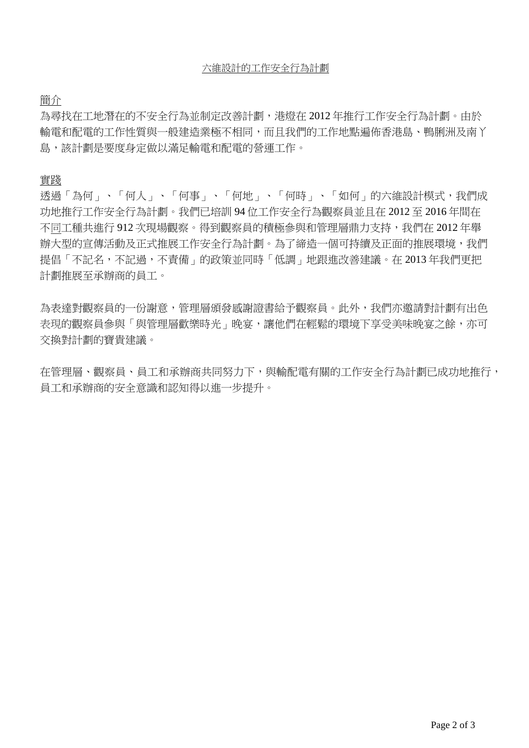# 六維設計的工作安全行為計劃

## 簡介

為尋找在工地潛在的不安全行為並制定改善計劃，港燈在 2012 年推行工作安全行為計劃。由於輸電和配電的工作性質與一般建造業極不相同，而且我們的工作地點遍佈香港島、鴨脷洲及南丫島，該計劃是要度身定做以滿足輸電和配電的營運工作。

## 實踐

透過「為何」、「何人」、「何事」、「何地」、「何時」、「如何」的六維設計模式，我們成功地推行工作安全行為計劃。我們已培訓 94 位工作安全行為觀察員並且在 2012 至 2016 年間在不同工種共進行 912 次現場觀察。得到觀察員的積極參與和管理層鼎力支持，我們在 2012 年舉辦大型的宣傳活動及正式推展工作安全行為計劃。為了締造一個可持續及正面的推展環境，我們提倡「不記名，不記過，不責備」的政策並同時「低調」地跟進改善建議。在 2013 年我們更把計劃推展至承辦商的員工。

為表達對觀察員的一份謝意，管理層頒發感謝證書給予觀察員。此外，我們亦邀請對計劃有出色表現的觀察員參與「與管理層歡樂時光」晚宴，讓他們在輕鬆的環境下享受美味晚宴之餘，亦可交換對計劃的寶貴建議。

在管理層、觀察員、員工和承辦商共同努力下，與輸配電有關的工作安全行為計劃已成功地推行，員工和承辦商的安全意識和認知得以進一步提升。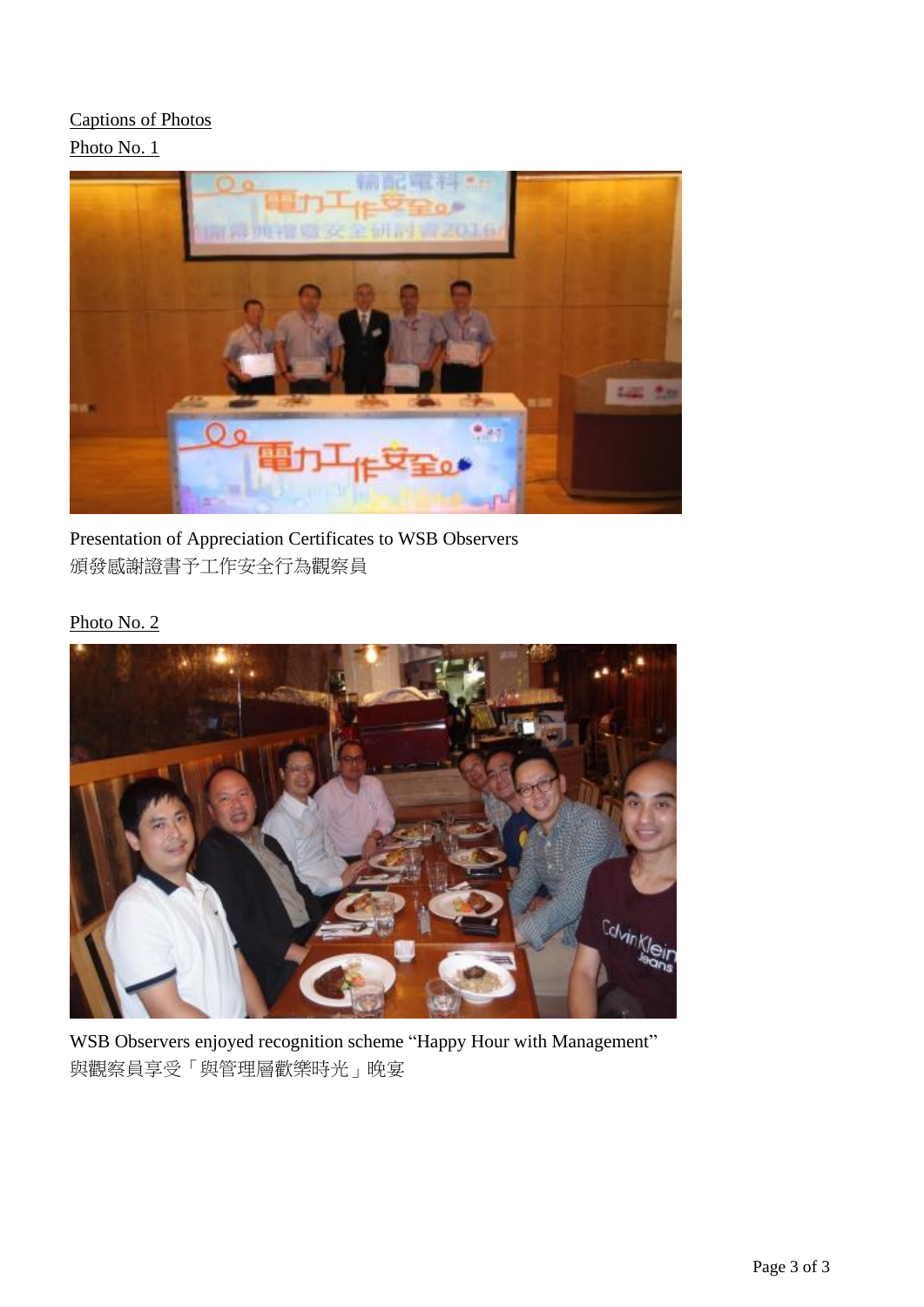Captions of Photos

Photo No. 1

Presentation of Appreciation Certificates to WSB Observers
頒發感謝證書予工作安全行為觀察員

Photo No. 2

WSB Observers enjoyed recognition scheme “Happy Hour with Management”
與觀察員享受「與管理層歡樂時光」晚宴